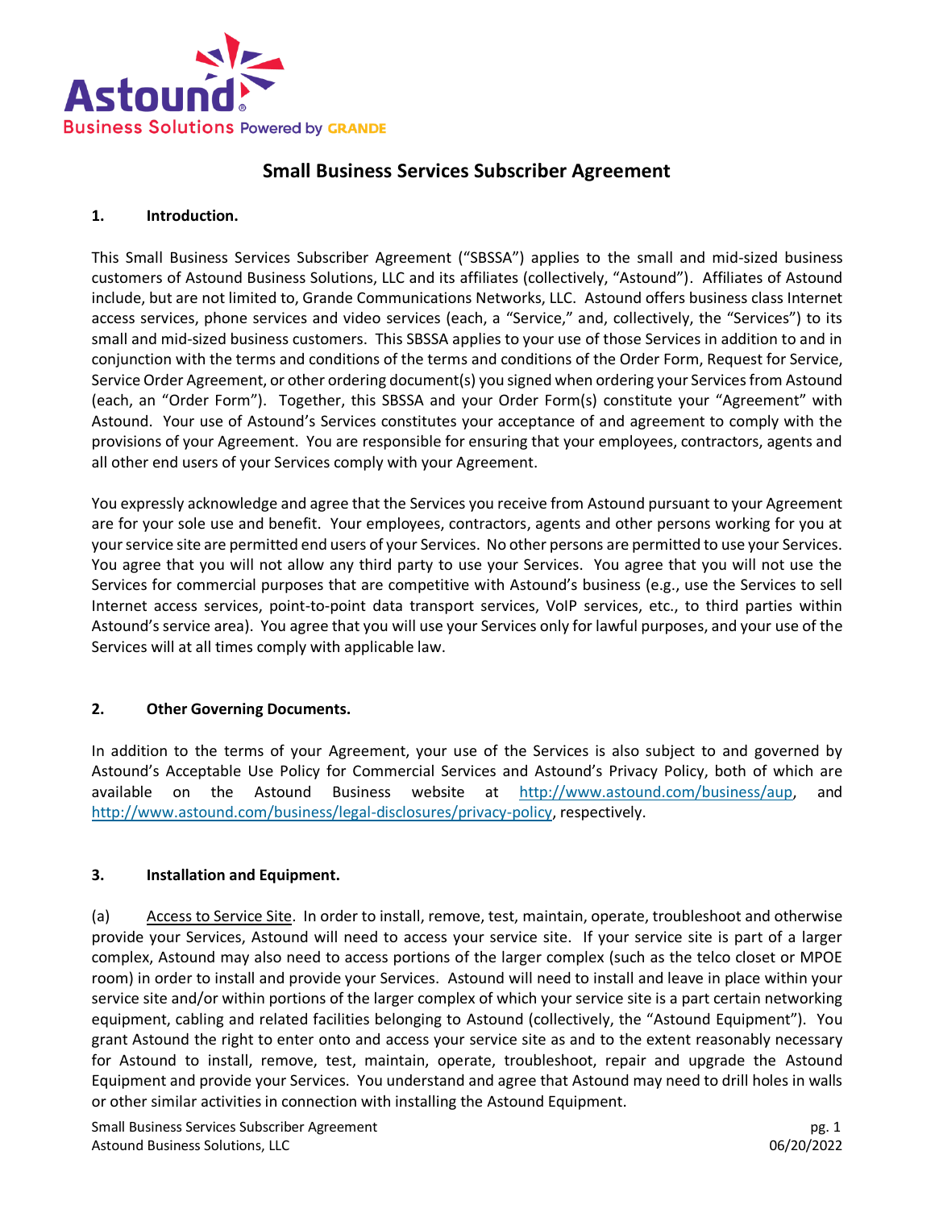# Small Business Services Subscriber Agreement

## 1. Introduction.

This Small Business Services Subscriber Agreement ("SBSSA") applies to the small and mid-sized business customers of Astound Business Solutions, LLC and its affiliates (collectively, "Astound"). Affiliates of Astound include, but are not limited to, Grande Communications Networks, LLC. Astound offers business class Internet access services, phone services and video services (each, a "Service," and, collectively, the "Services") to its small and mid-sized business customers. This SBSSA applies to your use of those Services in addition to and in conjunction with the terms and conditions of the terms and conditions of the Order Form, Request for Service, Service Order Agreement, or other ordering document(s) you signed when ordering your Services from Astound (each, an "Order Form"). Together, this SBSSA and your Order Form(s) constitute your "Agreement" with Astound. Your use of Astound's Services constitutes your acceptance of and agreement to comply with the provisions of your Agreement. You are responsible for ensuring that your employees, contractors, agents and all other end users of your Services comply with your Agreement.

You expressly acknowledge and agree that the Services you receive from Astound pursuant to your Agreement are for your sole use and benefit. Your employees, contractors, agents and other persons working for you at your service site are permitted end users of your Services. No other persons are permitted to use your Services. You agree that you will not allow any third party to use your Services. You agree that you will not use the Services for commercial purposes that are competitive with Astound's business (e.g., use the Services to sell Internet access services, point-to-point data transport services, VoIP services, etc., to third parties within Astound's service area). You agree that you will use your Services only for lawful purposes, and your use of the Services will at all times comply with applicable law.

## 2. Other Governing Documents.

In addition to the terms of your Agreement, your use of the Services is also subject to and governed by Astound's Acceptable Use Policy for Commercial Services and Astound's Privacy Policy, both of which are available on the Astound Business website at http://www.astound.com/business/aup, and http://www.astound.com/business/legal-disclosures/privacy-policy, respectively.

## 3. Installation and Equipment.

(a) Access to Service Site. In order to install, remove, test, maintain, operate, troubleshoot and otherwise provide your Services, Astound will need to access your service site. If your service site is part of a larger complex, Astound may also need to access portions of the larger complex (such as the telco closet or MPOE room) in order to install and provide your Services. Astound will need to install and leave in place within your service site and/or within portions of the larger complex of which your service site is a part certain networking equipment, cabling and related facilities belonging to Astound (collectively, the "Astound Equipment"). You grant Astound the right to enter onto and access your service site as and to the extent reasonably necessary for Astound to install, remove, test, maintain, operate, troubleshoot, repair and upgrade the Astound Equipment and provide your Services. You understand and agree that Astound may need to drill holes in walls or other similar activities in connection with installing the Astound Equipment.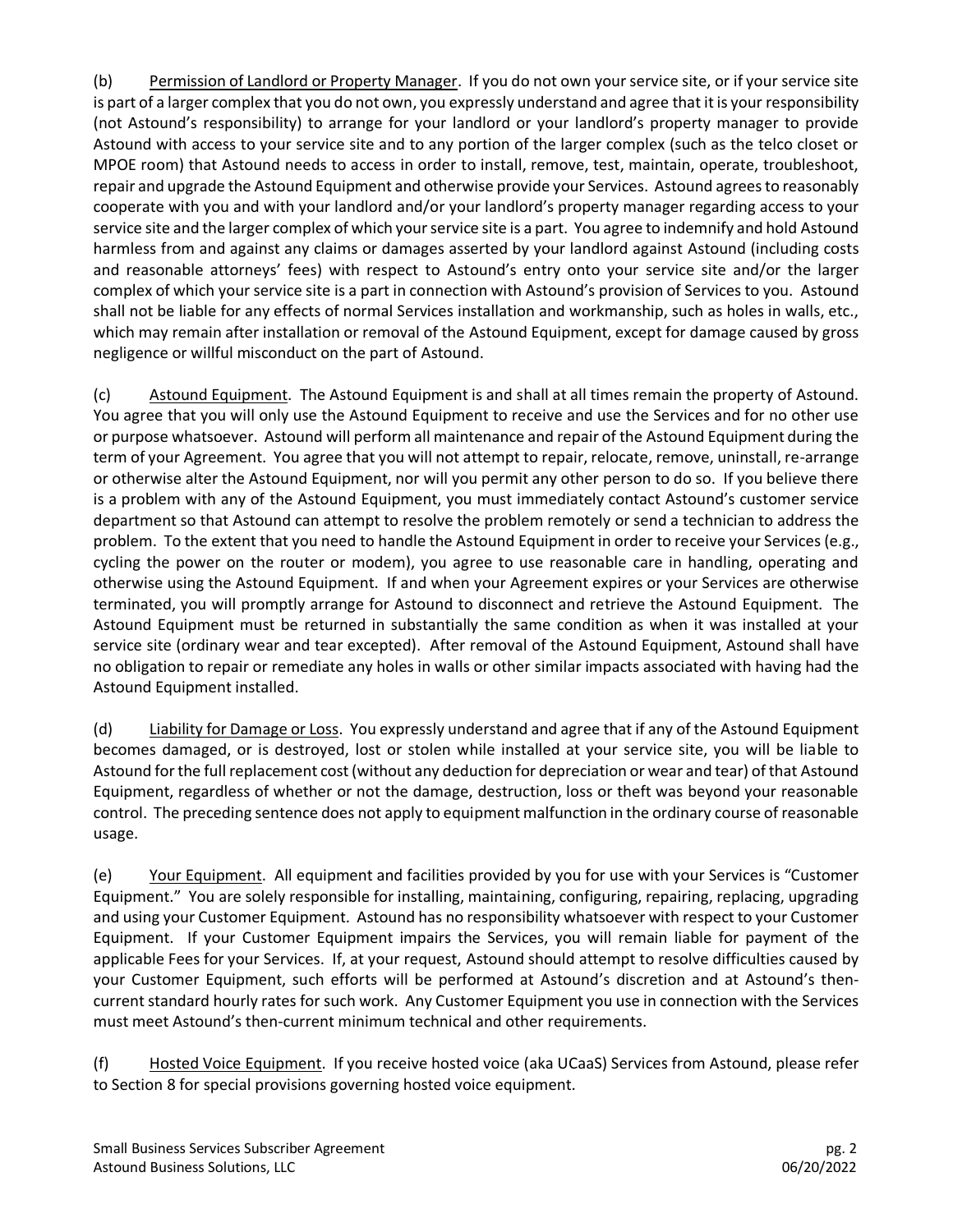(b) Permission of Landlord or Property Manager. If you do not own your service site, or if your service site is part of a larger complex that you do not own, you expressly understand and agree that it is your responsibility (not Astound's responsibility) to arrange for your landlord or your landlord's property manager to provide Astound with access to your service site and to any portion of the larger complex (such as the telco closet or MPOE room) that Astound needs to access in order to install, remove, test, maintain, operate, troubleshoot, repair and upgrade the Astound Equipment and otherwise provide your Services. Astound agrees to reasonably cooperate with you and with your landlord and/or your landlord's property manager regarding access to your service site and the larger complex of which your service site is a part. You agree to indemnify and hold Astound harmless from and against any claims or damages asserted by your landlord against Astound (including costs and reasonable attorneys' fees) with respect to Astound's entry onto your service site and/or the larger complex of which your service site is a part in connection with Astound's provision of Services to you. Astound shall not be liable for any effects of normal Services installation and workmanship, such as holes in walls, etc., which may remain after installation or removal of the Astound Equipment, except for damage caused by gross negligence or willful misconduct on the part of Astound.

(c) Astound Equipment. The Astound Equipment is and shall at all times remain the property of Astound. You agree that you will only use the Astound Equipment to receive and use the Services and for no other use or purpose whatsoever. Astound will perform all maintenance and repair of the Astound Equipment during the term of your Agreement. You agree that you will not attempt to repair, relocate, remove, uninstall, re-arrange or otherwise alter the Astound Equipment, nor will you permit any other person to do so. If you believe there is a problem with any of the Astound Equipment, you must immediately contact Astound's customer service department so that Astound can attempt to resolve the problem remotely or send a technician to address the problem. To the extent that you need to handle the Astound Equipment in order to receive your Services (e.g., cycling the power on the router or modem), you agree to use reasonable care in handling, operating and otherwise using the Astound Equipment. If and when your Agreement expires or your Services are otherwise terminated, you will promptly arrange for Astound to disconnect and retrieve the Astound Equipment. The Astound Equipment must be returned in substantially the same condition as when it was installed at your service site (ordinary wear and tear excepted). After removal of the Astound Equipment, Astound shall have no obligation to repair or remediate any holes in walls or other similar impacts associated with having had the Astound Equipment installed.

(d) Liability for Damage or Loss. You expressly understand and agree that if any of the Astound Equipment becomes damaged, or is destroyed, lost or stolen while installed at your service site, you will be liable to Astound for the full replacement cost (without any deduction for depreciation or wear and tear) of that Astound Equipment, regardless of whether or not the damage, destruction, loss or theft was beyond your reasonable control. The preceding sentence does not apply to equipment malfunction in the ordinary course of reasonable usage.

(e) Your Equipment. All equipment and facilities provided by you for use with your Services is "Customer Equipment." You are solely responsible for installing, maintaining, configuring, repairing, replacing, upgrading and using your Customer Equipment. Astound has no responsibility whatsoever with respect to your Customer Equipment. If your Customer Equipment impairs the Services, you will remain liable for payment of the applicable Fees for your Services. If, at your request, Astound should attempt to resolve difficulties caused by your Customer Equipment, such efforts will be performed at Astound's discretion and at Astound's then-current standard hourly rates for such work. Any Customer Equipment you use in connection with the Services must meet Astound's then-current minimum technical and other requirements.

(f) Hosted Voice Equipment. If you receive hosted voice (aka UCaaS) Services from Astound, please refer to Section 8 for special provisions governing hosted voice equipment.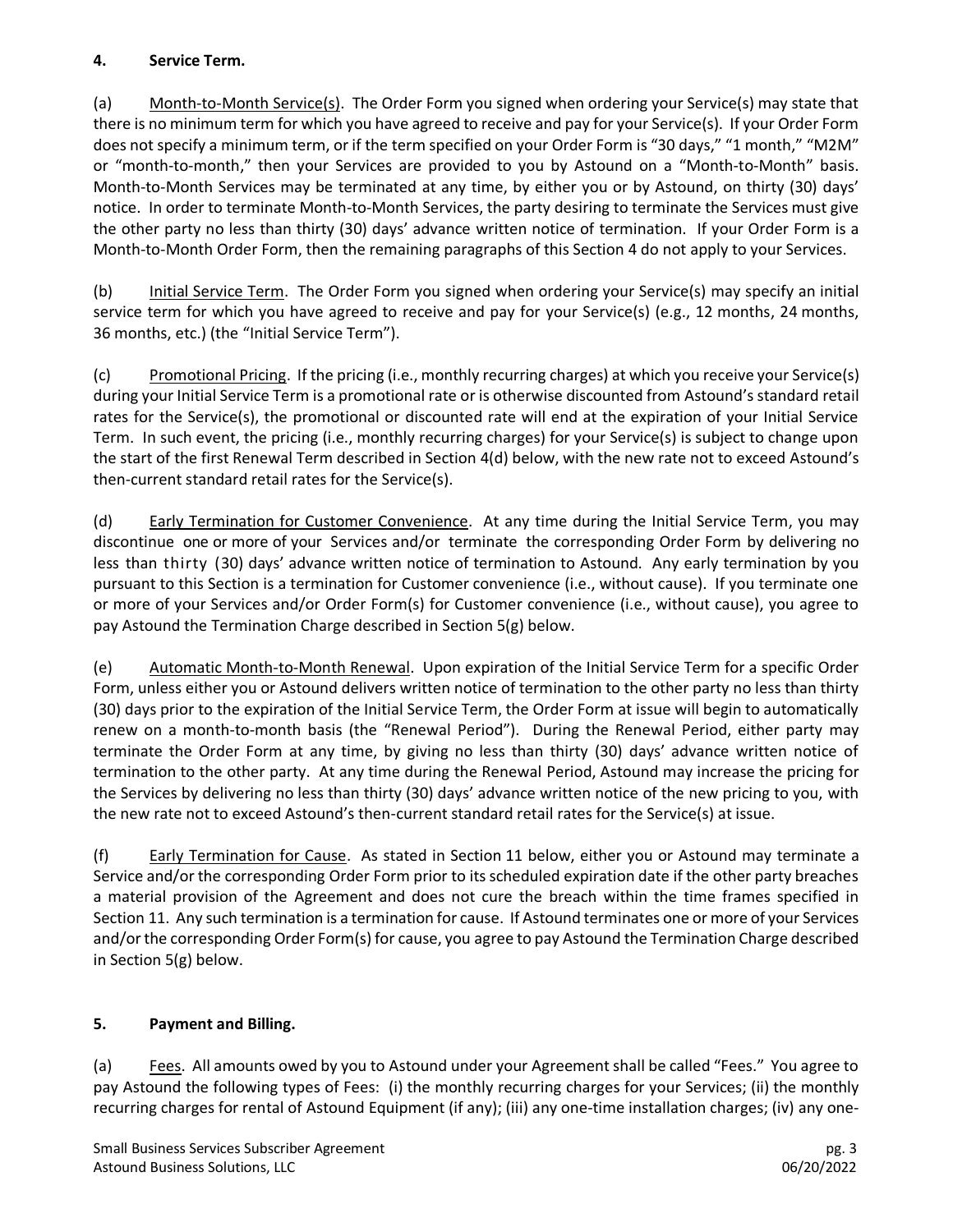## 4. Service Term.

(a) Month-to-Month Service(s). The Order Form you signed when ordering your Service(s) may state that there is no minimum term for which you have agreed to receive and pay for your Service(s). If your Order Form does not specify a minimum term, or if the term specified on your Order Form is "30 days," "1 month," "M2M" or "month-to-month," then your Services are provided to you by Astound on a "Month-to-Month" basis. Month-to-Month Services may be terminated at any time, by either you or by Astound, on thirty (30) days' notice. In order to terminate Month-to-Month Services, the party desiring to terminate the Services must give the other party no less than thirty (30) days' advance written notice of termination. If your Order Form is a Month-to-Month Order Form, then the remaining paragraphs of this Section 4 do not apply to your Services.

(b) Initial Service Term. The Order Form you signed when ordering your Service(s) may specify an initial service term for which you have agreed to receive and pay for your Service(s) (e.g., 12 months, 24 months, 36 months, etc.) (the "Initial Service Term").

(c) Promotional Pricing. If the pricing (i.e., monthly recurring charges) at which you receive your Service(s) during your Initial Service Term is a promotional rate or is otherwise discounted from Astound's standard retail rates for the Service(s), the promotional or discounted rate will end at the expiration of your Initial Service Term. In such event, the pricing (i.e., monthly recurring charges) for your Service(s) is subject to change upon the start of the first Renewal Term described in Section 4(d) below, with the new rate not to exceed Astound's then-current standard retail rates for the Service(s).

(d) Early Termination for Customer Convenience. At any time during the Initial Service Term, you may discontinue one or more of your Services and/or terminate the corresponding Order Form by delivering no less than thirty (30) days' advance written notice of termination to Astound. Any early termination by you pursuant to this Section is a termination for Customer convenience (i.e., without cause). If you terminate one or more of your Services and/or Order Form(s) for Customer convenience (i.e., without cause), you agree to pay Astound the Termination Charge described in Section 5(g) below.

(e) Automatic Month-to-Month Renewal. Upon expiration of the Initial Service Term for a specific Order Form, unless either you or Astound delivers written notice of termination to the other party no less than thirty (30) days prior to the expiration of the Initial Service Term, the Order Form at issue will begin to automatically renew on a month-to-month basis (the "Renewal Period"). During the Renewal Period, either party may terminate the Order Form at any time, by giving no less than thirty (30) days' advance written notice of termination to the other party. At any time during the Renewal Period, Astound may increase the pricing for the Services by delivering no less than thirty (30) days' advance written notice of the new pricing to you, with the new rate not to exceed Astound's then-current standard retail rates for the Service(s) at issue.

(f) Early Termination for Cause. As stated in Section 11 below, either you or Astound may terminate a Service and/or the corresponding Order Form prior to its scheduled expiration date if the other party breaches a material provision of the Agreement and does not cure the breach within the time frames specified in Section 11. Any such termination is a termination for cause. If Astound terminates one or more of your Services and/or the corresponding Order Form(s) for cause, you agree to pay Astound the Termination Charge described in Section 5(g) below.

## 5. Payment and Billing.

(a) Fees. All amounts owed by you to Astound under your Agreement shall be called "Fees." You agree to pay Astound the following types of Fees: (i) the monthly recurring charges for your Services; (ii) the monthly recurring charges for rental of Astound Equipment (if any); (iii) any one-time installation charges; (iv) any one-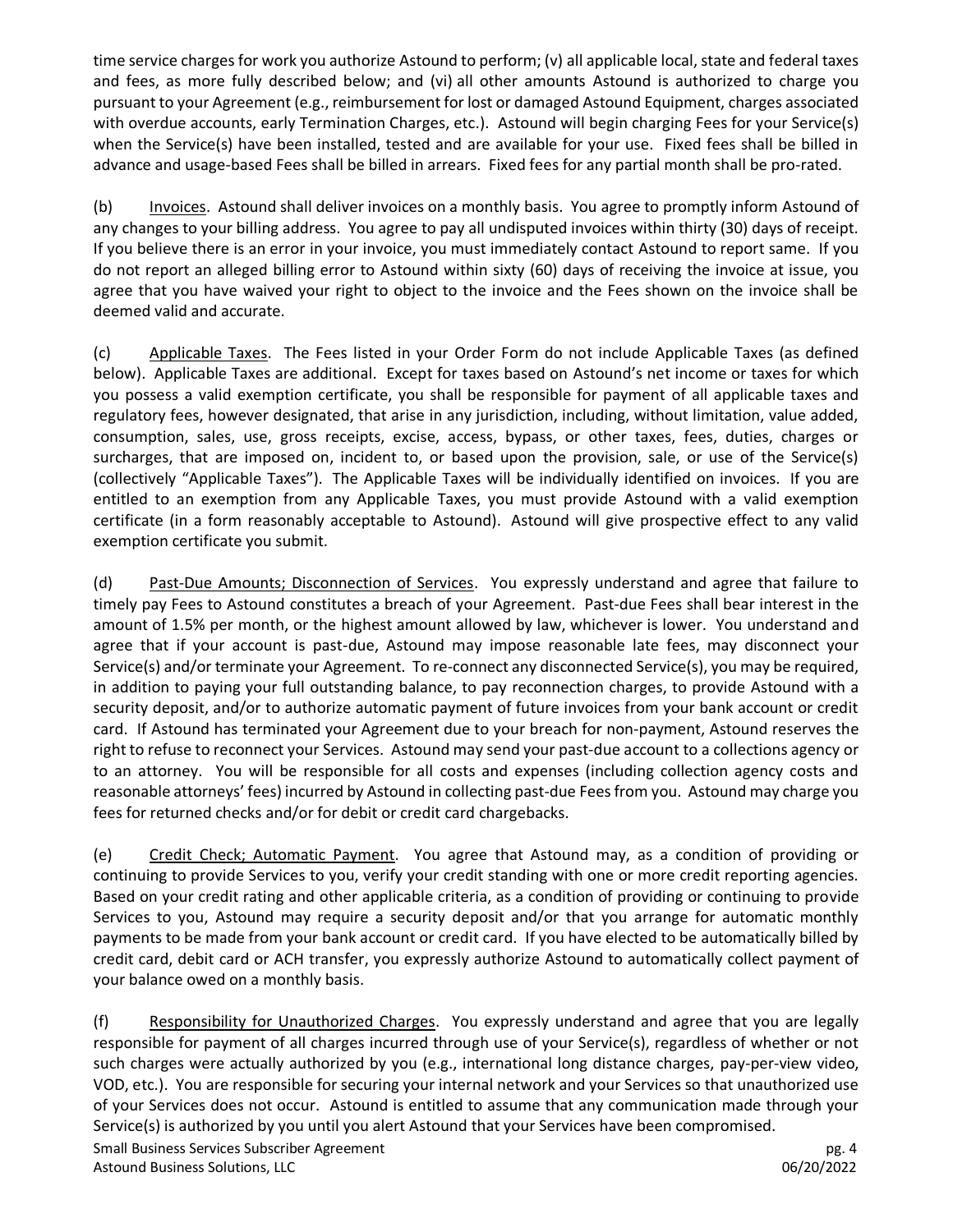time service charges for work you authorize Astound to perform; (v) all applicable local, state and federal taxes and fees, as more fully described below; and (vi) all other amounts Astound is authorized to charge you pursuant to your Agreement (e.g., reimbursement for lost or damaged Astound Equipment, charges associated with overdue accounts, early Termination Charges, etc.). Astound will begin charging Fees for your Service(s) when the Service(s) have been installed, tested and are available for your use. Fixed fees shall be billed in advance and usage-based Fees shall be billed in arrears. Fixed fees for any partial month shall be pro-rated.

(b) Invoices. Astound shall deliver invoices on a monthly basis. You agree to promptly inform Astound of any changes to your billing address. You agree to pay all undisputed invoices within thirty (30) days of receipt. If you believe there is an error in your invoice, you must immediately contact Astound to report same. If you do not report an alleged billing error to Astound within sixty (60) days of receiving the invoice at issue, you agree that you have waived your right to object to the invoice and the Fees shown on the invoice shall be deemed valid and accurate.

(c) Applicable Taxes. The Fees listed in your Order Form do not include Applicable Taxes (as defined below). Applicable Taxes are additional. Except for taxes based on Astound's net income or taxes for which you possess a valid exemption certificate, you shall be responsible for payment of all applicable taxes and regulatory fees, however designated, that arise in any jurisdiction, including, without limitation, value added, consumption, sales, use, gross receipts, excise, access, bypass, or other taxes, fees, duties, charges or surcharges, that are imposed on, incident to, or based upon the provision, sale, or use of the Service(s) (collectively "Applicable Taxes"). The Applicable Taxes will be individually identified on invoices. If you are entitled to an exemption from any Applicable Taxes, you must provide Astound with a valid exemption certificate (in a form reasonably acceptable to Astound). Astound will give prospective effect to any valid exemption certificate you submit.

(d) Past-Due Amounts; Disconnection of Services. You expressly understand and agree that failure to timely pay Fees to Astound constitutes a breach of your Agreement. Past-due Fees shall bear interest in the amount of 1.5% per month, or the highest amount allowed by law, whichever is lower. You understand and agree that if your account is past-due, Astound may impose reasonable late fees, may disconnect your Service(s) and/or terminate your Agreement. To re-connect any disconnected Service(s), you may be required, in addition to paying your full outstanding balance, to pay reconnection charges, to provide Astound with a security deposit, and/or to authorize automatic payment of future invoices from your bank account or credit card. If Astound has terminated your Agreement due to your breach for non-payment, Astound reserves the right to refuse to reconnect your Services. Astound may send your past-due account to a collections agency or to an attorney. You will be responsible for all costs and expenses (including collection agency costs and reasonable attorneys' fees) incurred by Astound in collecting past-due Fees from you. Astound may charge you fees for returned checks and/or for debit or credit card chargebacks.

(e) Credit Check; Automatic Payment. You agree that Astound may, as a condition of providing or continuing to provide Services to you, verify your credit standing with one or more credit reporting agencies. Based on your credit rating and other applicable criteria, as a condition of providing or continuing to provide Services to you, Astound may require a security deposit and/or that you arrange for automatic monthly payments to be made from your bank account or credit card. If you have elected to be automatically billed by credit card, debit card or ACH transfer, you expressly authorize Astound to automatically collect payment of your balance owed on a monthly basis.

(f) Responsibility for Unauthorized Charges. You expressly understand and agree that you are legally responsible for payment of all charges incurred through use of your Service(s), regardless of whether or not such charges were actually authorized by you (e.g., international long distance charges, pay-per-view video, VOD, etc.). You are responsible for securing your internal network and your Services so that unauthorized use of your Services does not occur. Astound is entitled to assume that any communication made through your Service(s) is authorized by you until you alert Astound that your Services have been compromised.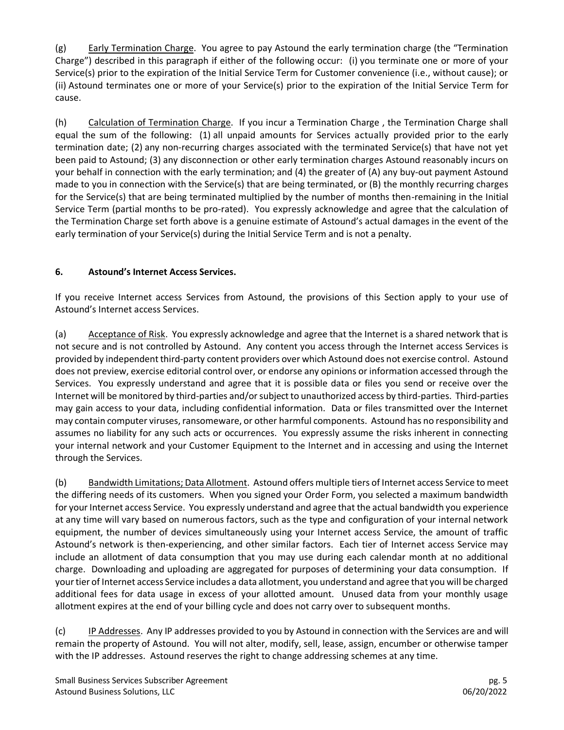(g) Early Termination Charge. You agree to pay Astound the early termination charge (the "Termination Charge") described in this paragraph if either of the following occur: (i) you terminate one or more of your Service(s) prior to the expiration of the Initial Service Term for Customer convenience (i.e., without cause); or (ii) Astound terminates one or more of your Service(s) prior to the expiration of the Initial Service Term for cause.

(h) Calculation of Termination Charge. If you incur a Termination Charge , the Termination Charge shall equal the sum of the following: (1) all unpaid amounts for Services actually provided prior to the early termination date; (2) any non-recurring charges associated with the terminated Service(s) that have not yet been paid to Astound; (3) any disconnection or other early termination charges Astound reasonably incurs on your behalf in connection with the early termination; and (4) the greater of (A) any buy-out payment Astound made to you in connection with the Service(s) that are being terminated, or (B) the monthly recurring charges for the Service(s) that are being terminated multiplied by the number of months then-remaining in the Initial Service Term (partial months to be pro-rated). You expressly acknowledge and agree that the calculation of the Termination Charge set forth above is a genuine estimate of Astound's actual damages in the event of the early termination of your Service(s) during the Initial Service Term and is not a penalty.

## 6. Astound's Internet Access Services.

If you receive Internet access Services from Astound, the provisions of this Section apply to your use of Astound's Internet access Services.

(a) Acceptance of Risk. You expressly acknowledge and agree that the Internet is a shared network that is not secure and is not controlled by Astound. Any content you access through the Internet access Services is provided by independent third-party content providers over which Astound does not exercise control. Astound does not preview, exercise editorial control over, or endorse any opinions or information accessed through the Services. You expressly understand and agree that it is possible data or files you send or receive over the Internet will be monitored by third-parties and/or subject to unauthorized access by third-parties. Third-parties may gain access to your data, including confidential information. Data or files transmitted over the Internet may contain computer viruses, ransomeware, or other harmful components. Astound has no responsibility and assumes no liability for any such acts or occurrences. You expressly assume the risks inherent in connecting your internal network and your Customer Equipment to the Internet and in accessing and using the Internet through the Services.

(b) Bandwidth Limitations; Data Allotment. Astound offers multiple tiers of Internet access Service to meet the differing needs of its customers. When you signed your Order Form, you selected a maximum bandwidth for your Internet access Service. You expressly understand and agree that the actual bandwidth you experience at any time will vary based on numerous factors, such as the type and configuration of your internal network equipment, the number of devices simultaneously using your Internet access Service, the amount of traffic Astound's network is then-experiencing, and other similar factors. Each tier of Internet access Service may include an allotment of data consumption that you may use during each calendar month at no additional charge. Downloading and uploading are aggregated for purposes of determining your data consumption. If your tier of Internet access Service includes a data allotment, you understand and agree that you will be charged additional fees for data usage in excess of your allotted amount. Unused data from your monthly usage allotment expires at the end of your billing cycle and does not carry over to subsequent months.

(c) IP Addresses. Any IP addresses provided to you by Astound in connection with the Services are and will remain the property of Astound. You will not alter, modify, sell, lease, assign, encumber or otherwise tamper with the IP addresses. Astound reserves the right to change addressing schemes at any time.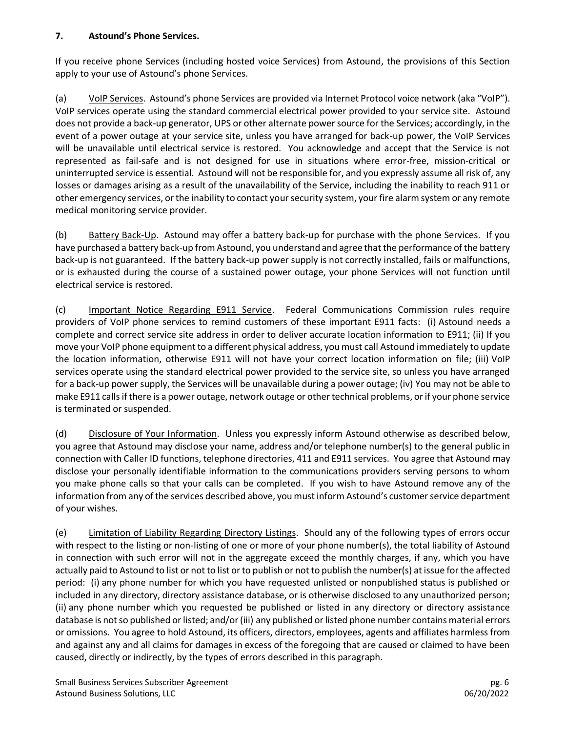## 7. Astound's Phone Services.

If you receive phone Services (including hosted voice Services) from Astound, the provisions of this Section apply to your use of Astound's phone Services.

(a) VoIP Services. Astound's phone Services are provided via Internet Protocol voice network (aka "VoIP"). VoIP services operate using the standard commercial electrical power provided to your service site. Astound does not provide a back-up generator, UPS or other alternate power source for the Services; accordingly, in the event of a power outage at your service site, unless you have arranged for back-up power, the VoIP Services will be unavailable until electrical service is restored. You acknowledge and accept that the Service is not represented as fail-safe and is not designed for use in situations where error-free, mission-critical or uninterrupted service is essential. Astound will not be responsible for, and you expressly assume all risk of, any losses or damages arising as a result of the unavailability of the Service, including the inability to reach 911 or other emergency services, or the inability to contact your security system, your fire alarm system or any remote medical monitoring service provider.

(b) Battery Back-Up. Astound may offer a battery back-up for purchase with the phone Services. If you have purchased a battery back-up from Astound, you understand and agree that the performance of the battery back-up is not guaranteed. If the battery back-up power supply is not correctly installed, fails or malfunctions, or is exhausted during the course of a sustained power outage, your phone Services will not function until electrical service is restored.

(c) Important Notice Regarding E911 Service. Federal Communications Commission rules require providers of VoIP phone services to remind customers of these important E911 facts: (i) Astound needs a complete and correct service site address in order to deliver accurate location information to E911; (ii) If you move your VoIP phone equipment to a different physical address, you must call Astound immediately to update the location information, otherwise E911 will not have your correct location information on file; (iii) VoIP services operate using the standard electrical power provided to the service site, so unless you have arranged for a back-up power supply, the Services will be unavailable during a power outage; (iv) You may not be able to make E911 calls if there is a power outage, network outage or other technical problems, or if your phone service is terminated or suspended.

(d) Disclosure of Your Information. Unless you expressly inform Astound otherwise as described below, you agree that Astound may disclose your name, address and/or telephone number(s) to the general public in connection with Caller ID functions, telephone directories, 411 and E911 services. You agree that Astound may disclose your personally identifiable information to the communications providers serving persons to whom you make phone calls so that your calls can be completed. If you wish to have Astound remove any of the information from any of the services described above, you must inform Astound's customer service department of your wishes.

(e) Limitation of Liability Regarding Directory Listings. Should any of the following types of errors occur with respect to the listing or non-listing of one or more of your phone number(s), the total liability of Astound in connection with such error will not in the aggregate exceed the monthly charges, if any, which you have actually paid to Astound to list or not to list or to publish or not to publish the number(s) at issue for the affected period: (i) any phone number for which you have requested unlisted or nonpublished status is published or included in any directory, directory assistance database, or is otherwise disclosed to any unauthorized person; (ii) any phone number which you requested be published or listed in any directory or directory assistance database is not so published or listed; and/or (iii) any published or listed phone number contains material errors or omissions. You agree to hold Astound, its officers, directors, employees, agents and affiliates harmless from and against any and all claims for damages in excess of the foregoing that are caused or claimed to have been caused, directly or indirectly, by the types of errors described in this paragraph.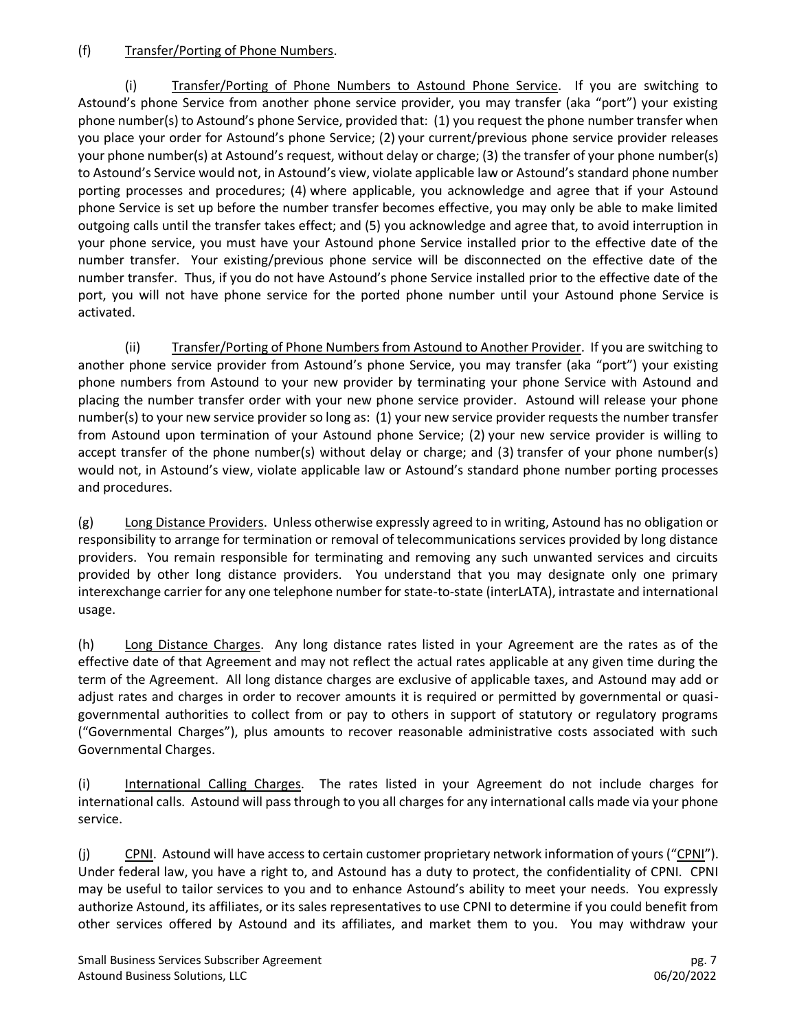(f) Transfer/Porting of Phone Numbers.

(i) Transfer/Porting of Phone Numbers to Astound Phone Service. If you are switching to Astound's phone Service from another phone service provider, you may transfer (aka "port") your existing phone number(s) to Astound's phone Service, provided that: (1) you request the phone number transfer when you place your order for Astound's phone Service; (2) your current/previous phone service provider releases your phone number(s) at Astound's request, without delay or charge; (3) the transfer of your phone number(s) to Astound's Service would not, in Astound's view, violate applicable law or Astound's standard phone number porting processes and procedures; (4) where applicable, you acknowledge and agree that if your Astound phone Service is set up before the number transfer becomes effective, you may only be able to make limited outgoing calls until the transfer takes effect; and (5) you acknowledge and agree that, to avoid interruption in your phone service, you must have your Astound phone Service installed prior to the effective date of the number transfer. Your existing/previous phone service will be disconnected on the effective date of the number transfer. Thus, if you do not have Astound's phone Service installed prior to the effective date of the port, you will not have phone service for the ported phone number until your Astound phone Service is activated.

(ii) Transfer/Porting of Phone Numbers from Astound to Another Provider. If you are switching to another phone service provider from Astound's phone Service, you may transfer (aka "port") your existing phone numbers from Astound to your new provider by terminating your phone Service with Astound and placing the number transfer order with your new phone service provider. Astound will release your phone number(s) to your new service provider so long as: (1) your new service provider requests the number transfer from Astound upon termination of your Astound phone Service; (2) your new service provider is willing to accept transfer of the phone number(s) without delay or charge; and (3) transfer of your phone number(s) would not, in Astound's view, violate applicable law or Astound's standard phone number porting processes and procedures.

(g) Long Distance Providers. Unless otherwise expressly agreed to in writing, Astound has no obligation or responsibility to arrange for termination or removal of telecommunications services provided by long distance providers. You remain responsible for terminating and removing any such unwanted services and circuits provided by other long distance providers. You understand that you may designate only one primary interexchange carrier for any one telephone number for state-to-state (interLATA), intrastate and international usage.

(h) Long Distance Charges. Any long distance rates listed in your Agreement are the rates as of the effective date of that Agreement and may not reflect the actual rates applicable at any given time during the term of the Agreement. All long distance charges are exclusive of applicable taxes, and Astound may add or adjust rates and charges in order to recover amounts it is required or permitted by governmental or quasi-governmental authorities to collect from or pay to others in support of statutory or regulatory programs ("Governmental Charges"), plus amounts to recover reasonable administrative costs associated with such Governmental Charges.

(i) International Calling Charges. The rates listed in your Agreement do not include charges for international calls. Astound will pass through to you all charges for any international calls made via your phone service.

(j) CPNI. Astound will have access to certain customer proprietary network information of yours ("CPNI"). Under federal law, you have a right to, and Astound has a duty to protect, the confidentiality of CPNI. CPNI may be useful to tailor services to you and to enhance Astound's ability to meet your needs. You expressly authorize Astound, its affiliates, or its sales representatives to use CPNI to determine if you could benefit from other services offered by Astound and its affiliates, and market them to you. You may withdraw your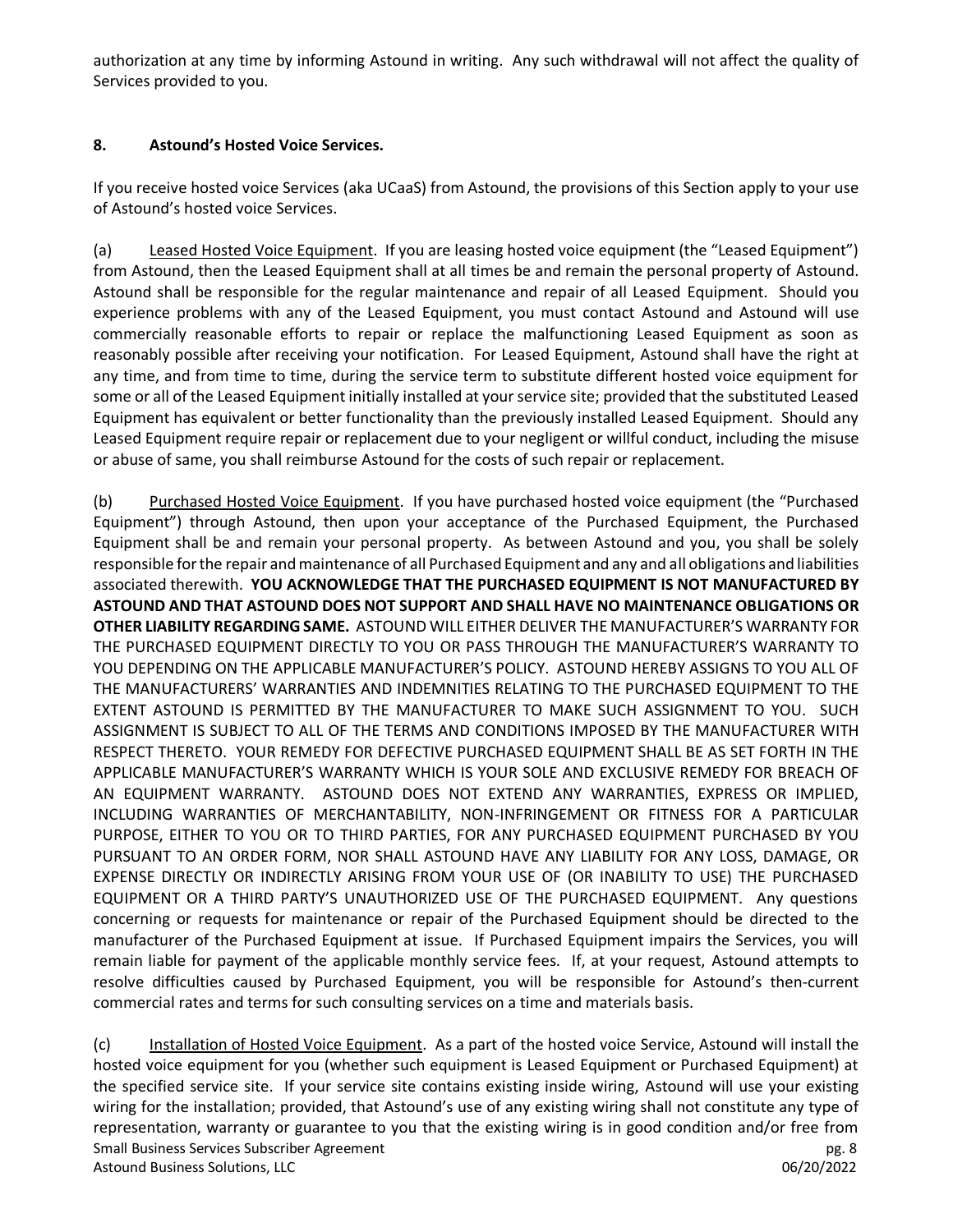authorization at any time by informing Astound in writing. Any such withdrawal will not affect the quality of Services provided to you.

**8. Astound's Hosted Voice Services.**

If you receive hosted voice Services (aka UCaaS) from Astound, the provisions of this Section apply to your use of Astound's hosted voice Services.

(a) Leased Hosted Voice Equipment. If you are leasing hosted voice equipment (the "Leased Equipment") from Astound, then the Leased Equipment shall at all times be and remain the personal property of Astound. Astound shall be responsible for the regular maintenance and repair of all Leased Equipment. Should you experience problems with any of the Leased Equipment, you must contact Astound and Astound will use commercially reasonable efforts to repair or replace the malfunctioning Leased Equipment as soon as reasonably possible after receiving your notification. For Leased Equipment, Astound shall have the right at any time, and from time to time, during the service term to substitute different hosted voice equipment for some or all of the Leased Equipment initially installed at your service site; provided that the substituted Leased Equipment has equivalent or better functionality than the previously installed Leased Equipment. Should any Leased Equipment require repair or replacement due to your negligent or willful conduct, including the misuse or abuse of same, you shall reimburse Astound for the costs of such repair or replacement.

(b) Purchased Hosted Voice Equipment. If you have purchased hosted voice equipment (the "Purchased Equipment") through Astound, then upon your acceptance of the Purchased Equipment, the Purchased Equipment shall be and remain your personal property. As between Astound and you, you shall be solely responsible for the repair and maintenance of all Purchased Equipment and any and all obligations and liabilities associated therewith. **YOU ACKNOWLEDGE THAT THE PURCHASED EQUIPMENT IS NOT MANUFACTURED BY ASTOUND AND THAT ASTOUND DOES NOT SUPPORT AND SHALL HAVE NO MAINTENANCE OBLIGATIONS OR OTHER LIABILITY REGARDING SAME.** ASTOUND WILL EITHER DELIVER THE MANUFACTURER'S WARRANTY FOR THE PURCHASED EQUIPMENT DIRECTLY TO YOU OR PASS THROUGH THE MANUFACTURER'S WARRANTY TO YOU DEPENDING ON THE APPLICABLE MANUFACTURER'S POLICY. ASTOUND HEREBY ASSIGNS TO YOU ALL OF THE MANUFACTURERS' WARRANTIES AND INDEMNITIES RELATING TO THE PURCHASED EQUIPMENT TO THE EXTENT ASTOUND IS PERMITTED BY THE MANUFACTURER TO MAKE SUCH ASSIGNMENT TO YOU. SUCH ASSIGNMENT IS SUBJECT TO ALL OF THE TERMS AND CONDITIONS IMPOSED BY THE MANUFACTURER WITH RESPECT THERETO. YOUR REMEDY FOR DEFECTIVE PURCHASED EQUIPMENT SHALL BE AS SET FORTH IN THE APPLICABLE MANUFACTURER'S WARRANTY WHICH IS YOUR SOLE AND EXCLUSIVE REMEDY FOR BREACH OF AN EQUIPMENT WARRANTY. ASTOUND DOES NOT EXTEND ANY WARRANTIES, EXPRESS OR IMPLIED, INCLUDING WARRANTIES OF MERCHANTABILITY, NON-INFRINGEMENT OR FITNESS FOR A PARTICULAR PURPOSE, EITHER TO YOU OR TO THIRD PARTIES, FOR ANY PURCHASED EQUIPMENT PURCHASED BY YOU PURSUANT TO AN ORDER FORM, NOR SHALL ASTOUND HAVE ANY LIABILITY FOR ANY LOSS, DAMAGE, OR EXPENSE DIRECTLY OR INDIRECTLY ARISING FROM YOUR USE OF (OR INABILITY TO USE) THE PURCHASED EQUIPMENT OR A THIRD PARTY'S UNAUTHORIZED USE OF THE PURCHASED EQUIPMENT. Any questions concerning or requests for maintenance or repair of the Purchased Equipment should be directed to the manufacturer of the Purchased Equipment at issue. If Purchased Equipment impairs the Services, you will remain liable for payment of the applicable monthly service fees. If, at your request, Astound attempts to resolve difficulties caused by Purchased Equipment, you will be responsible for Astound's then-current commercial rates and terms for such consulting services on a time and materials basis.

(c) Installation of Hosted Voice Equipment. As a part of the hosted voice Service, Astound will install the hosted voice equipment for you (whether such equipment is Leased Equipment or Purchased Equipment) at the specified service site. If your service site contains existing inside wiring, Astound will use your existing wiring for the installation; provided, that Astound's use of any existing wiring shall not constitute any type of representation, warranty or guarantee to you that the existing wiring is in good condition and/or free from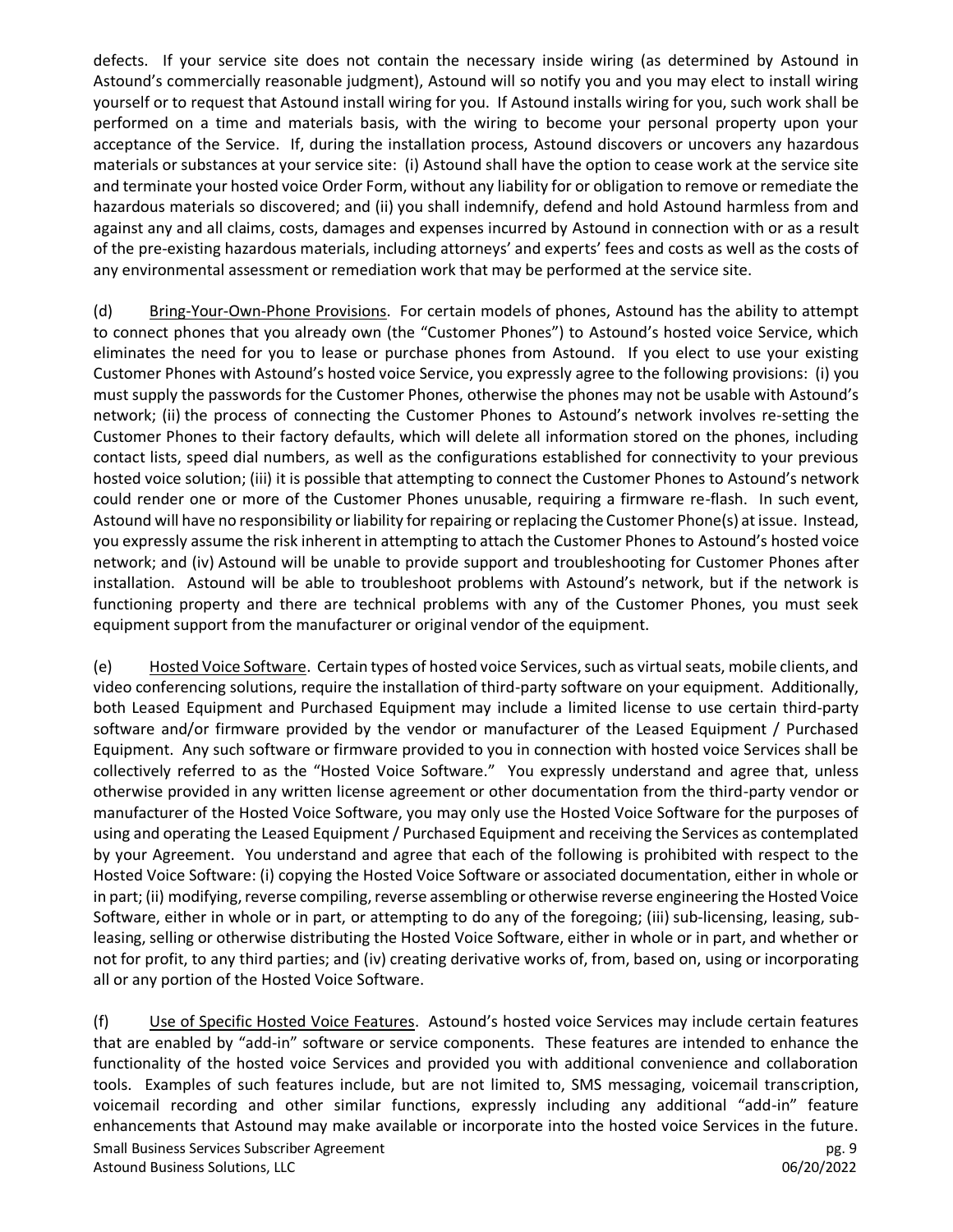defects. If your service site does not contain the necessary inside wiring (as determined by Astound in Astound's commercially reasonable judgment), Astound will so notify you and you may elect to install wiring yourself or to request that Astound install wiring for you. If Astound installs wiring for you, such work shall be performed on a time and materials basis, with the wiring to become your personal property upon your acceptance of the Service. If, during the installation process, Astound discovers or uncovers any hazardous materials or substances at your service site: (i) Astound shall have the option to cease work at the service site and terminate your hosted voice Order Form, without any liability for or obligation to remove or remediate the hazardous materials so discovered; and (ii) you shall indemnify, defend and hold Astound harmless from and against any and all claims, costs, damages and expenses incurred by Astound in connection with or as a result of the pre-existing hazardous materials, including attorneys' and experts' fees and costs as well as the costs of any environmental assessment or remediation work that may be performed at the service site.

(d) Bring-Your-Own-Phone Provisions. For certain models of phones, Astound has the ability to attempt to connect phones that you already own (the "Customer Phones") to Astound's hosted voice Service, which eliminates the need for you to lease or purchase phones from Astound. If you elect to use your existing Customer Phones with Astound's hosted voice Service, you expressly agree to the following provisions: (i) you must supply the passwords for the Customer Phones, otherwise the phones may not be usable with Astound's network; (ii) the process of connecting the Customer Phones to Astound's network involves re-setting the Customer Phones to their factory defaults, which will delete all information stored on the phones, including contact lists, speed dial numbers, as well as the configurations established for connectivity to your previous hosted voice solution; (iii) it is possible that attempting to connect the Customer Phones to Astound's network could render one or more of the Customer Phones unusable, requiring a firmware re-flash. In such event, Astound will have no responsibility or liability for repairing or replacing the Customer Phone(s) at issue. Instead, you expressly assume the risk inherent in attempting to attach the Customer Phones to Astound's hosted voice network; and (iv) Astound will be unable to provide support and troubleshooting for Customer Phones after installation. Astound will be able to troubleshoot problems with Astound's network, but if the network is functioning property and there are technical problems with any of the Customer Phones, you must seek equipment support from the manufacturer or original vendor of the equipment.

(e) Hosted Voice Software. Certain types of hosted voice Services, such as virtual seats, mobile clients, and video conferencing solutions, require the installation of third-party software on your equipment. Additionally, both Leased Equipment and Purchased Equipment may include a limited license to use certain third-party software and/or firmware provided by the vendor or manufacturer of the Leased Equipment / Purchased Equipment. Any such software or firmware provided to you in connection with hosted voice Services shall be collectively referred to as the "Hosted Voice Software." You expressly understand and agree that, unless otherwise provided in any written license agreement or other documentation from the third-party vendor or manufacturer of the Hosted Voice Software, you may only use the Hosted Voice Software for the purposes of using and operating the Leased Equipment / Purchased Equipment and receiving the Services as contemplated by your Agreement. You understand and agree that each of the following is prohibited with respect to the Hosted Voice Software: (i) copying the Hosted Voice Software or associated documentation, either in whole or in part; (ii) modifying, reverse compiling, reverse assembling or otherwise reverse engineering the Hosted Voice Software, either in whole or in part, or attempting to do any of the foregoing; (iii) sub-licensing, leasing, sub-leasing, selling or otherwise distributing the Hosted Voice Software, either in whole or in part, and whether or not for profit, to any third parties; and (iv) creating derivative works of, from, based on, using or incorporating all or any portion of the Hosted Voice Software.

(f) Use of Specific Hosted Voice Features. Astound's hosted voice Services may include certain features that are enabled by "add-in" software or service components. These features are intended to enhance the functionality of the hosted voice Services and provided you with additional convenience and collaboration tools. Examples of such features include, but are not limited to, SMS messaging, voicemail transcription, voicemail recording and other similar functions, expressly including any additional "add-in" feature enhancements that Astound may make available or incorporate into the hosted voice Services in the future.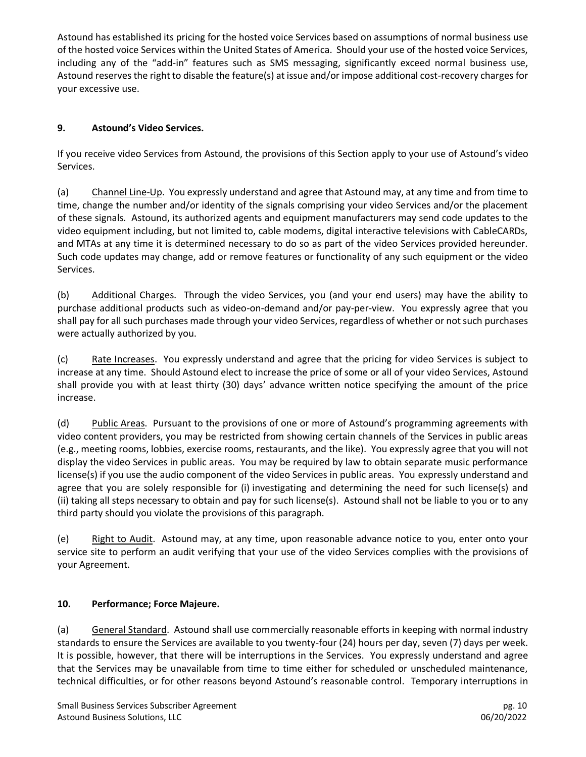Astound has established its pricing for the hosted voice Services based on assumptions of normal business use of the hosted voice Services within the United States of America. Should your use of the hosted voice Services, including any of the "add-in" features such as SMS messaging, significantly exceed normal business use, Astound reserves the right to disable the feature(s) at issue and/or impose additional cost-recovery charges for your excessive use.

## 9. Astound's Video Services.

If you receive video Services from Astound, the provisions of this Section apply to your use of Astound's video Services.

(a) Channel Line-Up. You expressly understand and agree that Astound may, at any time and from time to time, change the number and/or identity of the signals comprising your video Services and/or the placement of these signals. Astound, its authorized agents and equipment manufacturers may send code updates to the video equipment including, but not limited to, cable modems, digital interactive televisions with CableCARDs, and MTAs at any time it is determined necessary to do so as part of the video Services provided hereunder. Such code updates may change, add or remove features or functionality of any such equipment or the video Services.

(b) Additional Charges. Through the video Services, you (and your end users) may have the ability to purchase additional products such as video-on-demand and/or pay-per-view. You expressly agree that you shall pay for all such purchases made through your video Services, regardless of whether or not such purchases were actually authorized by you.

(c) Rate Increases. You expressly understand and agree that the pricing for video Services is subject to increase at any time. Should Astound elect to increase the price of some or all of your video Services, Astound shall provide you with at least thirty (30) days' advance written notice specifying the amount of the price increase.

(d) Public Areas. Pursuant to the provisions of one or more of Astound's programming agreements with video content providers, you may be restricted from showing certain channels of the Services in public areas (e.g., meeting rooms, lobbies, exercise rooms, restaurants, and the like). You expressly agree that you will not display the video Services in public areas. You may be required by law to obtain separate music performance license(s) if you use the audio component of the video Services in public areas. You expressly understand and agree that you are solely responsible for (i) investigating and determining the need for such license(s) and (ii) taking all steps necessary to obtain and pay for such license(s). Astound shall not be liable to you or to any third party should you violate the provisions of this paragraph.

(e) Right to Audit. Astound may, at any time, upon reasonable advance notice to you, enter onto your service site to perform an audit verifying that your use of the video Services complies with the provisions of your Agreement.

## 10. Performance; Force Majeure.

(a) General Standard. Astound shall use commercially reasonable efforts in keeping with normal industry standards to ensure the Services are available to you twenty-four (24) hours per day, seven (7) days per week. It is possible, however, that there will be interruptions in the Services. You expressly understand and agree that the Services may be unavailable from time to time either for scheduled or unscheduled maintenance, technical difficulties, or for other reasons beyond Astound's reasonable control. Temporary interruptions in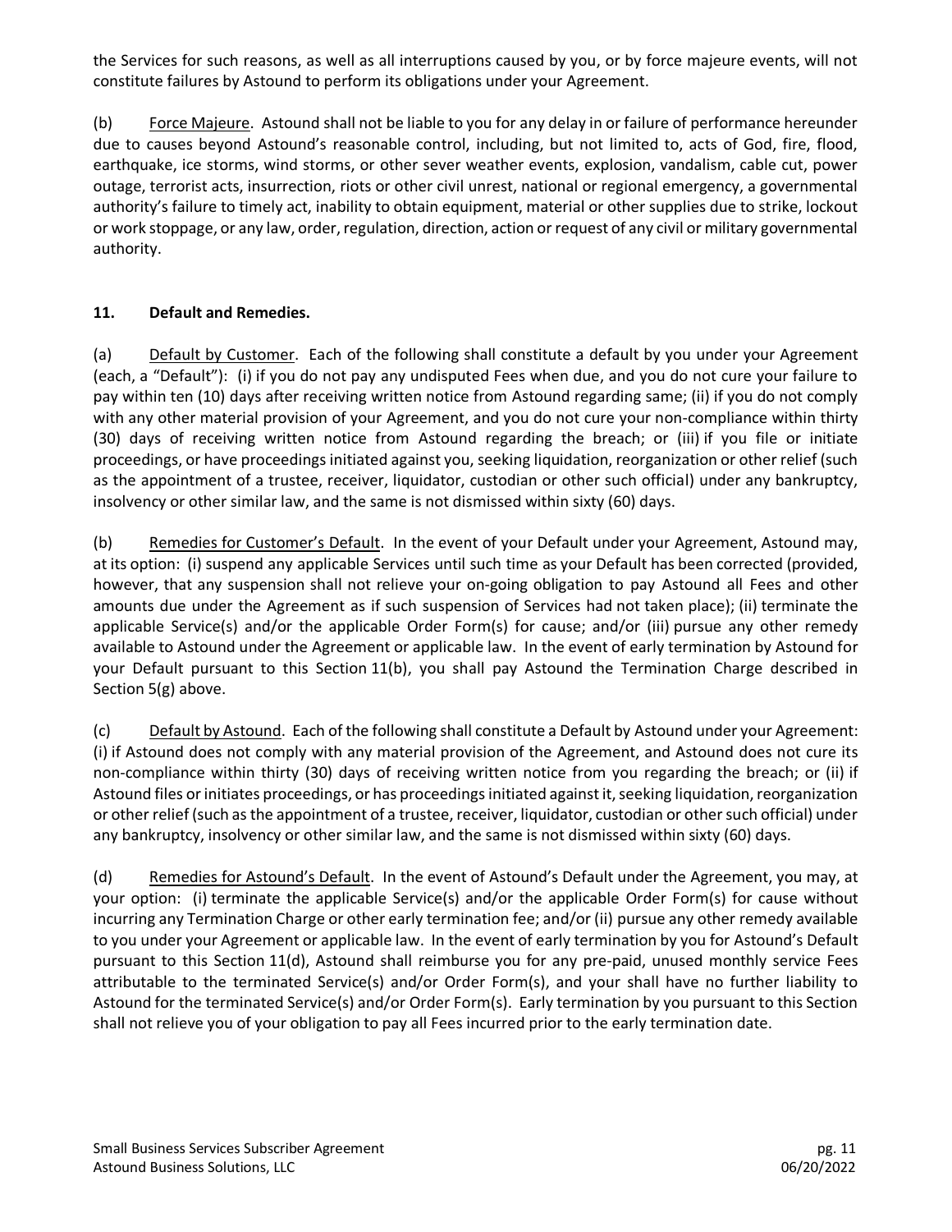the Services for such reasons, as well as all interruptions caused by you, or by force majeure events, will not constitute failures by Astound to perform its obligations under your Agreement.

(b) Force Majeure. Astound shall not be liable to you for any delay in or failure of performance hereunder due to causes beyond Astound's reasonable control, including, but not limited to, acts of God, fire, flood, earthquake, ice storms, wind storms, or other sever weather events, explosion, vandalism, cable cut, power outage, terrorist acts, insurrection, riots or other civil unrest, national or regional emergency, a governmental authority's failure to timely act, inability to obtain equipment, material or other supplies due to strike, lockout or work stoppage, or any law, order, regulation, direction, action or request of any civil or military governmental authority.

## 11. Default and Remedies.

(a) Default by Customer. Each of the following shall constitute a default by you under your Agreement (each, a "Default"): (i) if you do not pay any undisputed Fees when due, and you do not cure your failure to pay within ten (10) days after receiving written notice from Astound regarding same; (ii) if you do not comply with any other material provision of your Agreement, and you do not cure your non-compliance within thirty (30) days of receiving written notice from Astound regarding the breach; or (iii) if you file or initiate proceedings, or have proceedings initiated against you, seeking liquidation, reorganization or other relief (such as the appointment of a trustee, receiver, liquidator, custodian or other such official) under any bankruptcy, insolvency or other similar law, and the same is not dismissed within sixty (60) days.

(b) Remedies for Customer's Default. In the event of your Default under your Agreement, Astound may, at its option: (i) suspend any applicable Services until such time as your Default has been corrected (provided, however, that any suspension shall not relieve your on-going obligation to pay Astound all Fees and other amounts due under the Agreement as if such suspension of Services had not taken place); (ii) terminate the applicable Service(s) and/or the applicable Order Form(s) for cause; and/or (iii) pursue any other remedy available to Astound under the Agreement or applicable law. In the event of early termination by Astound for your Default pursuant to this Section 11(b), you shall pay Astound the Termination Charge described in Section 5(g) above.

(c) Default by Astound. Each of the following shall constitute a Default by Astound under your Agreement: (i) if Astound does not comply with any material provision of the Agreement, and Astound does not cure its non-compliance within thirty (30) days of receiving written notice from you regarding the breach; or (ii) if Astound files or initiates proceedings, or has proceedings initiated against it, seeking liquidation, reorganization or other relief (such as the appointment of a trustee, receiver, liquidator, custodian or other such official) under any bankruptcy, insolvency or other similar law, and the same is not dismissed within sixty (60) days.

(d) Remedies for Astound's Default. In the event of Astound's Default under the Agreement, you may, at your option: (i) terminate the applicable Service(s) and/or the applicable Order Form(s) for cause without incurring any Termination Charge or other early termination fee; and/or (ii) pursue any other remedy available to you under your Agreement or applicable law. In the event of early termination by you for Astound's Default pursuant to this Section 11(d), Astound shall reimburse you for any pre-paid, unused monthly service Fees attributable to the terminated Service(s) and/or Order Form(s), and your shall have no further liability to Astound for the terminated Service(s) and/or Order Form(s). Early termination by you pursuant to this Section shall not relieve you of your obligation to pay all Fees incurred prior to the early termination date.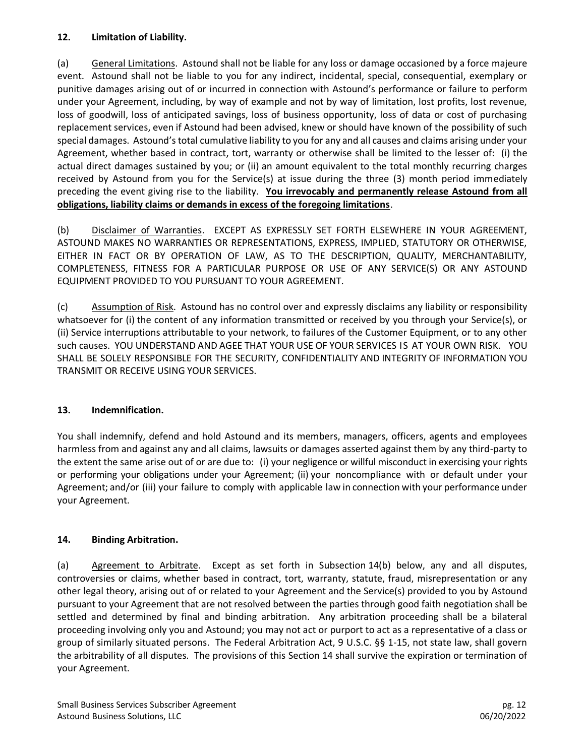## 12. Limitation of Liability.

(a) General Limitations. Astound shall not be liable for any loss or damage occasioned by a force majeure event. Astound shall not be liable to you for any indirect, incidental, special, consequential, exemplary or punitive damages arising out of or incurred in connection with Astound's performance or failure to perform under your Agreement, including, by way of example and not by way of limitation, lost profits, lost revenue, loss of goodwill, loss of anticipated savings, loss of business opportunity, loss of data or cost of purchasing replacement services, even if Astound had been advised, knew or should have known of the possibility of such special damages. Astound's total cumulative liability to you for any and all causes and claims arising under your Agreement, whether based in contract, tort, warranty or otherwise shall be limited to the lesser of: (i) the actual direct damages sustained by you; or (ii) an amount equivalent to the total monthly recurring charges received by Astound from you for the Service(s) at issue during the three (3) month period immediately preceding the event giving rise to the liability. **You irrevocably and permanently release Astound from all obligations, liability claims or demands in excess of the foregoing limitations**.

(b) Disclaimer of Warranties. EXCEPT AS EXPRESSLY SET FORTH ELSEWHERE IN YOUR AGREEMENT, ASTOUND MAKES NO WARRANTIES OR REPRESENTATIONS, EXPRESS, IMPLIED, STATUTORY OR OTHERWISE, EITHER IN FACT OR BY OPERATION OF LAW, AS TO THE DESCRIPTION, QUALITY, MERCHANTABILITY, COMPLETENESS, FITNESS FOR A PARTICULAR PURPOSE OR USE OF ANY SERVICE(S) OR ANY ASTOUND EQUIPMENT PROVIDED TO YOU PURSUANT TO YOUR AGREEMENT.

(c) Assumption of Risk. Astound has no control over and expressly disclaims any liability or responsibility whatsoever for (i) the content of any information transmitted or received by you through your Service(s), or (ii) Service interruptions attributable to your network, to failures of the Customer Equipment, or to any other such causes. YOU UNDERSTAND AND AGEE THAT YOUR USE OF YOUR SERVICES IS AT YOUR OWN RISK. YOU SHALL BE SOLELY RESPONSIBLE FOR THE SECURITY, CONFIDENTIALITY AND INTEGRITY OF INFORMATION YOU TRANSMIT OR RECEIVE USING YOUR SERVICES.

## 13. Indemnification.

You shall indemnify, defend and hold Astound and its members, managers, officers, agents and employees harmless from and against any and all claims, lawsuits or damages asserted against them by any third-party to the extent the same arise out of or are due to: (i) your negligence or willful misconduct in exercising your rights or performing your obligations under your Agreement; (ii) your noncompliance with or default under your Agreement; and/or (iii) your failure to comply with applicable law in connection with your performance under your Agreement.

## 14. Binding Arbitration.

(a) Agreement to Arbitrate. Except as set forth in Subsection 14(b) below, any and all disputes, controversies or claims, whether based in contract, tort, warranty, statute, fraud, misrepresentation or any other legal theory, arising out of or related to your Agreement and the Service(s) provided to you by Astound pursuant to your Agreement that are not resolved between the parties through good faith negotiation shall be settled and determined by final and binding arbitration. Any arbitration proceeding shall be a bilateral proceeding involving only you and Astound; you may not act or purport to act as a representative of a class or group of similarly situated persons. The Federal Arbitration Act, 9 U.S.C. §§ 1-15, not state law, shall govern the arbitrability of all disputes. The provisions of this Section 14 shall survive the expiration or termination of your Agreement.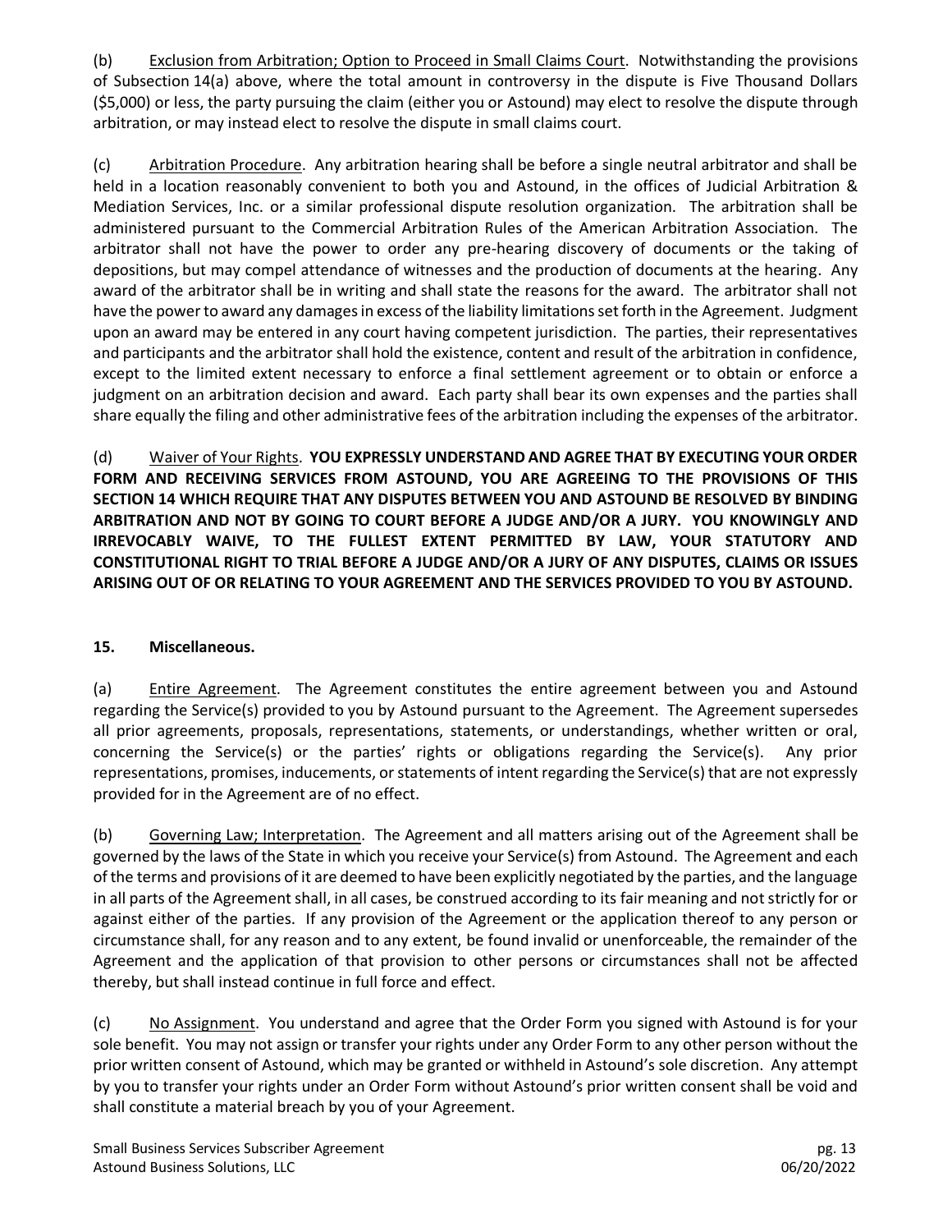(b) Exclusion from Arbitration; Option to Proceed in Small Claims Court. Notwithstanding the provisions of Subsection 14(a) above, where the total amount in controversy in the dispute is Five Thousand Dollars ($5,000) or less, the party pursuing the claim (either you or Astound) may elect to resolve the dispute through arbitration, or may instead elect to resolve the dispute in small claims court.

(c) Arbitration Procedure. Any arbitration hearing shall be before a single neutral arbitrator and shall be held in a location reasonably convenient to both you and Astound, in the offices of Judicial Arbitration & Mediation Services, Inc. or a similar professional dispute resolution organization. The arbitration shall be administered pursuant to the Commercial Arbitration Rules of the American Arbitration Association. The arbitrator shall not have the power to order any pre-hearing discovery of documents or the taking of depositions, but may compel attendance of witnesses and the production of documents at the hearing. Any award of the arbitrator shall be in writing and shall state the reasons for the award. The arbitrator shall not have the power to award any damages in excess of the liability limitations set forth in the Agreement. Judgment upon an award may be entered in any court having competent jurisdiction. The parties, their representatives and participants and the arbitrator shall hold the existence, content and result of the arbitration in confidence, except to the limited extent necessary to enforce a final settlement agreement or to obtain or enforce a judgment on an arbitration decision and award. Each party shall bear its own expenses and the parties shall share equally the filing and other administrative fees of the arbitration including the expenses of the arbitrator.

(d) Waiver of Your Rights. **YOU EXPRESSLY UNDERSTAND AND AGREE THAT BY EXECUTING YOUR ORDER FORM AND RECEIVING SERVICES FROM ASTOUND, YOU ARE AGREEING TO THE PROVISIONS OF THIS SECTION 14 WHICH REQUIRE THAT ANY DISPUTES BETWEEN YOU AND ASTOUND BE RESOLVED BY BINDING ARBITRATION AND NOT BY GOING TO COURT BEFORE A JUDGE AND/OR A JURY. YOU KNOWINGLY AND IRREVOCABLY WAIVE, TO THE FULLEST EXTENT PERMITTED BY LAW, YOUR STATUTORY AND CONSTITUTIONAL RIGHT TO TRIAL BEFORE A JUDGE AND/OR A JURY OF ANY DISPUTES, CLAIMS OR ISSUES ARISING OUT OF OR RELATING TO YOUR AGREEMENT AND THE SERVICES PROVIDED TO YOU BY ASTOUND.**

**15. Miscellaneous.**

(a) Entire Agreement. The Agreement constitutes the entire agreement between you and Astound regarding the Service(s) provided to you by Astound pursuant to the Agreement. The Agreement supersedes all prior agreements, proposals, representations, statements, or understandings, whether written or oral, concerning the Service(s) or the parties' rights or obligations regarding the Service(s). Any prior representations, promises, inducements, or statements of intent regarding the Service(s) that are not expressly provided for in the Agreement are of no effect.

(b) Governing Law; Interpretation. The Agreement and all matters arising out of the Agreement shall be governed by the laws of the State in which you receive your Service(s) from Astound. The Agreement and each of the terms and provisions of it are deemed to have been explicitly negotiated by the parties, and the language in all parts of the Agreement shall, in all cases, be construed according to its fair meaning and not strictly for or against either of the parties. If any provision of the Agreement or the application thereof to any person or circumstance shall, for any reason and to any extent, be found invalid or unenforceable, the remainder of the Agreement and the application of that provision to other persons or circumstances shall not be affected thereby, but shall instead continue in full force and effect.

(c) No Assignment. You understand and agree that the Order Form you signed with Astound is for your sole benefit. You may not assign or transfer your rights under any Order Form to any other person without the prior written consent of Astound, which may be granted or withheld in Astound's sole discretion. Any attempt by you to transfer your rights under an Order Form without Astound's prior written consent shall be void and shall constitute a material breach by you of your Agreement.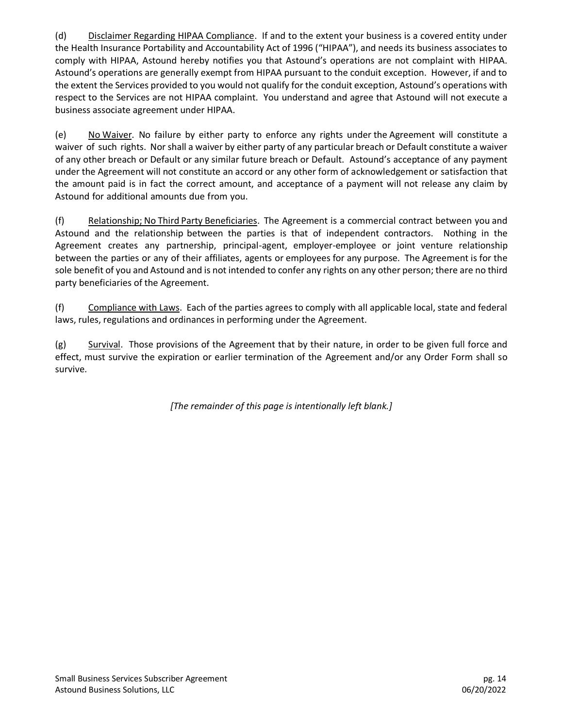(d) Disclaimer Regarding HIPAA Compliance. If and to the extent your business is a covered entity under the Health Insurance Portability and Accountability Act of 1996 ("HIPAA"), and needs its business associates to comply with HIPAA, Astound hereby notifies you that Astound's operations are not complaint with HIPAA. Astound's operations are generally exempt from HIPAA pursuant to the conduit exception. However, if and to the extent the Services provided to you would not qualify for the conduit exception, Astound's operations with respect to the Services are not HIPAA complaint. You understand and agree that Astound will not execute a business associate agreement under HIPAA.

(e) No Waiver. No failure by either party to enforce any rights under the Agreement will constitute a waiver of such rights. Nor shall a waiver by either party of any particular breach or Default constitute a waiver of any other breach or Default or any similar future breach or Default. Astound's acceptance of any payment under the Agreement will not constitute an accord or any other form of acknowledgement or satisfaction that the amount paid is in fact the correct amount, and acceptance of a payment will not release any claim by Astound for additional amounts due from you.

(f) Relationship; No Third Party Beneficiaries. The Agreement is a commercial contract between you and Astound and the relationship between the parties is that of independent contractors. Nothing in the Agreement creates any partnership, principal-agent, employer-employee or joint venture relationship between the parties or any of their affiliates, agents or employees for any purpose. The Agreement is for the sole benefit of you and Astound and is not intended to confer any rights on any other person; there are no third party beneficiaries of the Agreement.

(f) Compliance with Laws. Each of the parties agrees to comply with all applicable local, state and federal laws, rules, regulations and ordinances in performing under the Agreement.

(g) Survival. Those provisions of the Agreement that by their nature, in order to be given full force and effect, must survive the expiration or earlier termination of the Agreement and/or any Order Form shall so survive.

*[The remainder of this page is intentionally left blank.]*